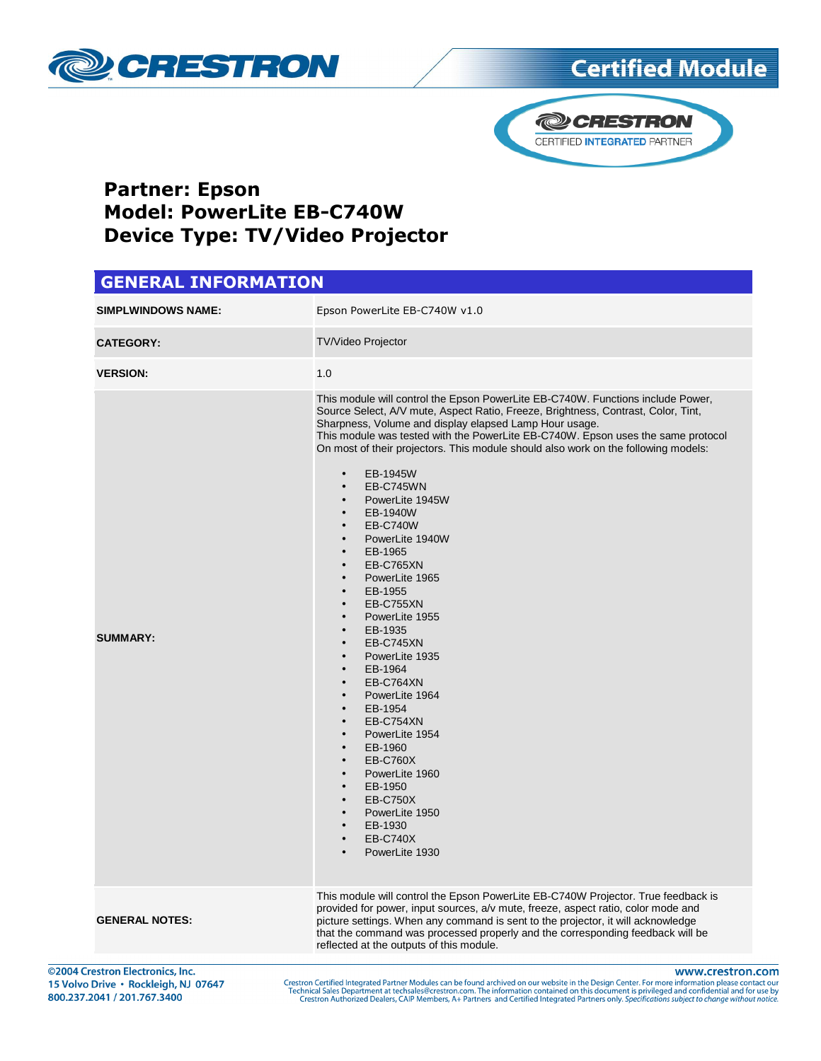Certified Module

CRESTRON CERTIFIED INTEGRATED PARTNER

**Partner: Epson**
**Model: PowerLite EB-C740W**
**Device Type: TV/Video Projector**

## GENERAL INFORMATION

| | |
|---|---|
| **SIMPLWINDOWS NAME:** | Epson PowerLite EB-C740W v1.0 |
| **CATEGORY:** | TV/Video Projector |
| **VERSION:** | 1.0 |
| **SUMMARY:** | This module will control the Epson PowerLite EB-C740W. Functions include Power, Source Select, A/V mute, Aspect Ratio, Freeze, Brightness, Contrast, Color, Tint, Sharpness, Volume and display elapsed Lamp Hour usage.<br>This module was tested with the PowerLite EB-C740W. Epson uses the same protocol On most of their projectors. This module should also work on the following models:<br>• EB-1945W<br>• EB-C745WN<br>• PowerLite 1945W<br>• EB-1940W<br>• EB-C740W<br>• PowerLite 1940W<br>• EB-1965<br>• EB-C765XN<br>• PowerLite 1965<br>• EB-1955<br>• EB-C755XN<br>• PowerLite 1955<br>• EB-1935<br>• EB-C745XN<br>• PowerLite 1935<br>• EB-1964<br>• EB-C764XN<br>• PowerLite 1964<br>• EB-1954<br>• EB-C754XN<br>• PowerLite 1954<br>• EB-1960<br>• EB-C760X<br>• PowerLite 1960<br>• EB-1950<br>• EB-C750X<br>• PowerLite 1950<br>• EB-1930<br>• EB-C740X<br>• PowerLite 1930 |
| **GENERAL NOTES:** | This module will control the Epson PowerLite EB-C740W Projector. True feedback is provided for power, input sources, a/v mute, freeze, aspect ratio, color mode and picture settings. When any command is sent to the projector, it will acknowledge that the command was processed properly and the corresponding feedback will be reflected at the outputs of this module. |

©2004 Crestron Electronics, Inc.
15 Volvo Drive • Rockleigh, NJ 07647
800.237.2041 / 201.767.3400

www.crestron.com
Crestron Certified Integrated Partner Modules can be found archived on our website in the Design Center. For more information please contact our Technical Sales Department at techsales@crestron.com. The information contained on this document is privileged and confidential and for use by Crestron Authorized Dealers, CAIP Members, A+ Partners and Certified Integrated Partners only. *Specifications subject to change without notice.*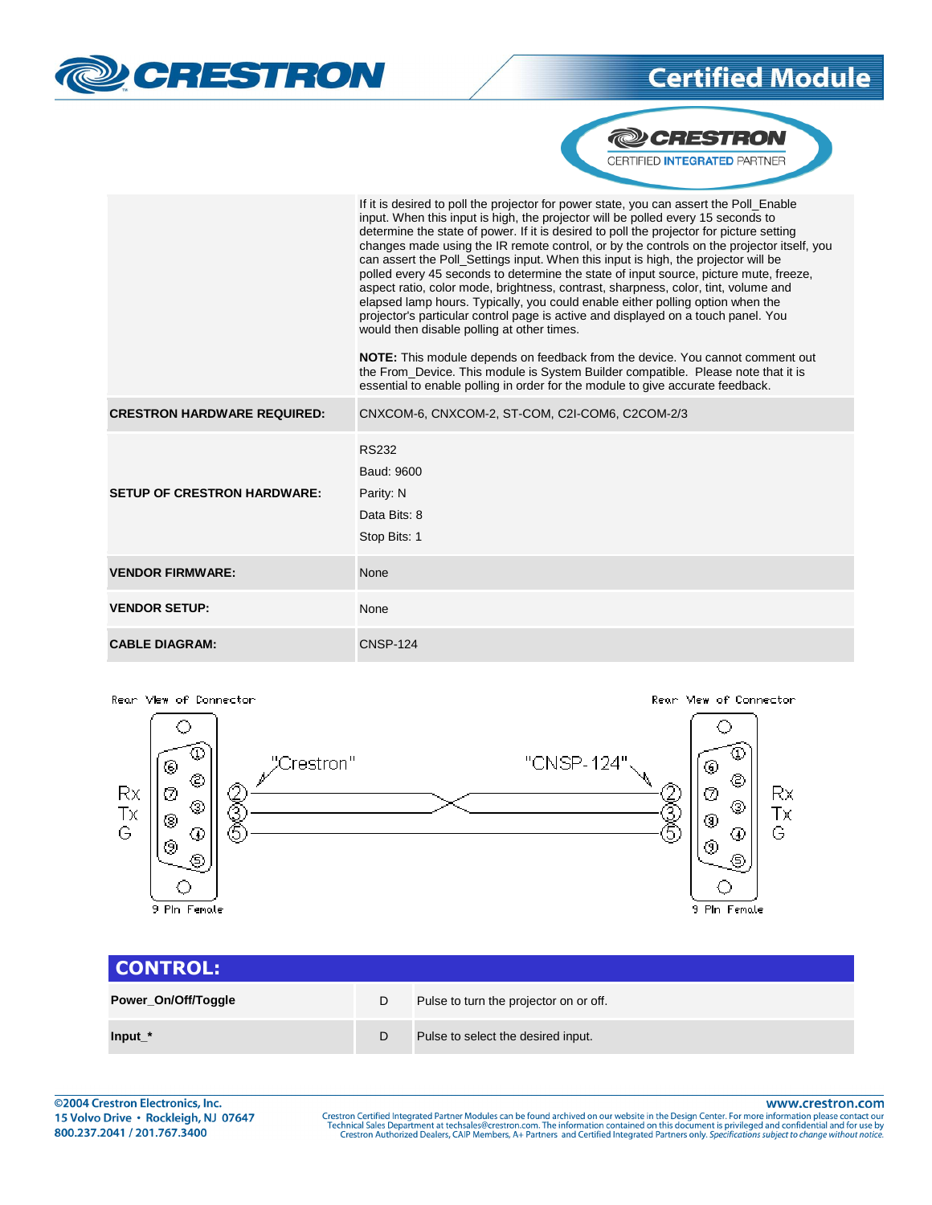| | |
|---|---|
| | If it is desired to poll the projector for power state, you can assert the Poll_Enable input. When this input is high, the projector will be polled every 15 seconds to determine the state of power. If it is desired to poll the projector for picture setting changes made using the IR remote control, or by the controls on the projector itself, you can assert the Poll_Settings input. When this input is high, the projector will be polled every 45 seconds to determine the state of input source, picture mute, freeze, aspect ratio, color mode, brightness, contrast, sharpness, color, tint, volume and elapsed lamp hours. Typically, you could enable either polling option when the projector's particular control page is active and displayed on a touch panel. You would then disable polling at other times.<br><br>**NOTE:** This module depends on feedback from the device. You cannot comment out the From_Device. This module is System Builder compatible. Please note that it is essential to enable polling in order for the module to give accurate feedback. |
| **CRESTRON HARDWARE REQUIRED:** | CNXCOM-6, CNXCOM-2, ST-COM, C2I-COM6, C2COM-2/3 |
| **SETUP OF CRESTRON HARDWARE:** | RS232<br>Baud: 9600<br>Parity: N<br>Data Bits: 8<br>Stop Bits: 1 |
| **VENDOR FIRMWARE:** | None |
| **VENDOR SETUP:** | None |
| **CABLE DIAGRAM:** | CNSP-124 |

Rear View of Connector — "Crestron" — 9 Pin Female — Rx (2), Tx (3), G (5)

Rear View of Connector — "CNSP-124" — 9 Pin Female — Rx (2), Tx (3), G (5)

(Pins 2 and 3 crossed; pin 5 straight through.)

## CONTROL:

| | | |
|---|---|---|
| **Power_On/Off/Toggle** | D | Pulse to turn the projector on or off. |
| **Input_*** | D | Pulse to select the desired input. |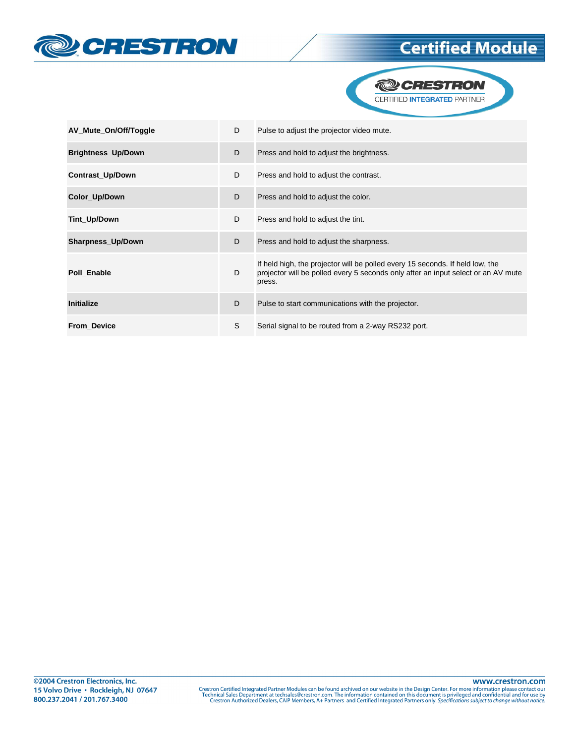| | | |
|---|---|---|
| **AV_Mute_On/Off/Toggle** | D | Pulse to adjust the projector video mute. |
| **Brightness_Up/Down** | D | Press and hold to adjust the brightness. |
| **Contrast_Up/Down** | D | Press and hold to adjust the contrast. |
| **Color_Up/Down** | D | Press and hold to adjust the color. |
| **Tint_Up/Down** | D | Press and hold to adjust the tint. |
| **Sharpness_Up/Down** | D | Press and hold to adjust the sharpness. |
| **Poll_Enable** | D | If held high, the projector will be polled every 15 seconds. If held low, the projector will be polled every 5 seconds only after an input select or an AV mute press. |
| **Initialize** | D | Pulse to start communications with the projector. |
| **From_Device** | S | Serial signal to be routed from a 2-way RS232 port. |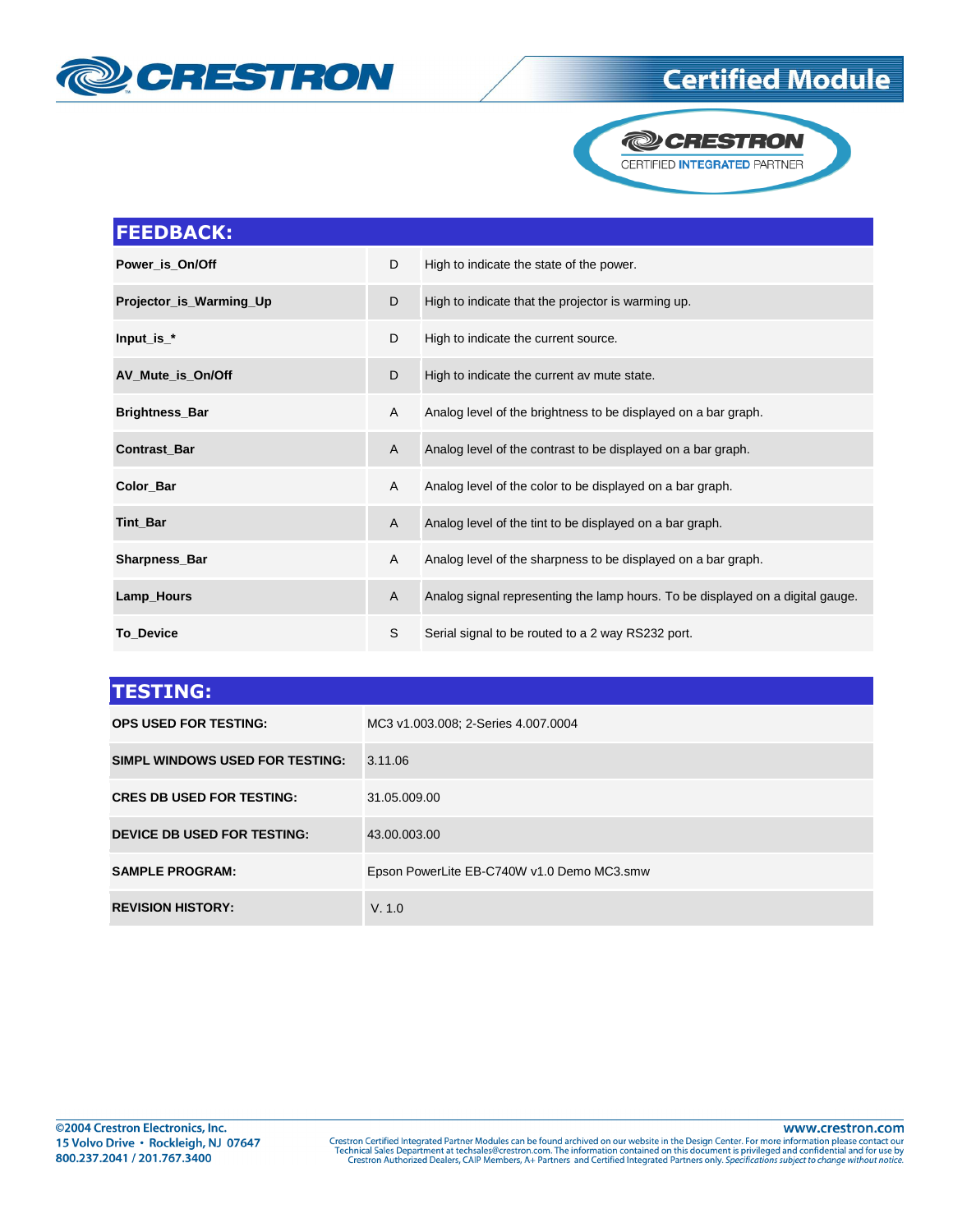## FEEDBACK:

| | | |
|---|---|---|
| **Power_is_On/Off** | D | High to indicate the state of the power. |
| **Projector_is_Warming_Up** | D | High to indicate that the projector is warming up. |
| **Input_is_*** | D | High to indicate the current source. |
| **AV_Mute_is_On/Off** | D | High to indicate the current av mute state. |
| **Brightness_Bar** | A | Analog level of the brightness to be displayed on a bar graph. |
| **Contrast_Bar** | A | Analog level of the contrast to be displayed on a bar graph. |
| **Color_Bar** | A | Analog level of the color to be displayed on a bar graph. |
| **Tint_Bar** | A | Analog level of the tint to be displayed on a bar graph. |
| **Sharpness_Bar** | A | Analog level of the sharpness to be displayed on a bar graph. |
| **Lamp_Hours** | A | Analog signal representing the lamp hours. To be displayed on a digital gauge. |
| **To_Device** | S | Serial signal to be routed to a 2 way RS232 port. |

## TESTING:

| | |
|---|---|
| **OPS USED FOR TESTING:** | MC3 v1.003.008; 2-Series 4.007.0004 |
| **SIMPL WINDOWS USED FOR TESTING:** | 3.11.06 |
| **CRES DB USED FOR TESTING:** | 31.05.009.00 |
| **DEVICE DB USED FOR TESTING:** | 43.00.003.00 |
| **SAMPLE PROGRAM:** | Epson PowerLite EB-C740W v1.0 Demo MC3.smw |
| **REVISION HISTORY:** | V. 1.0 |